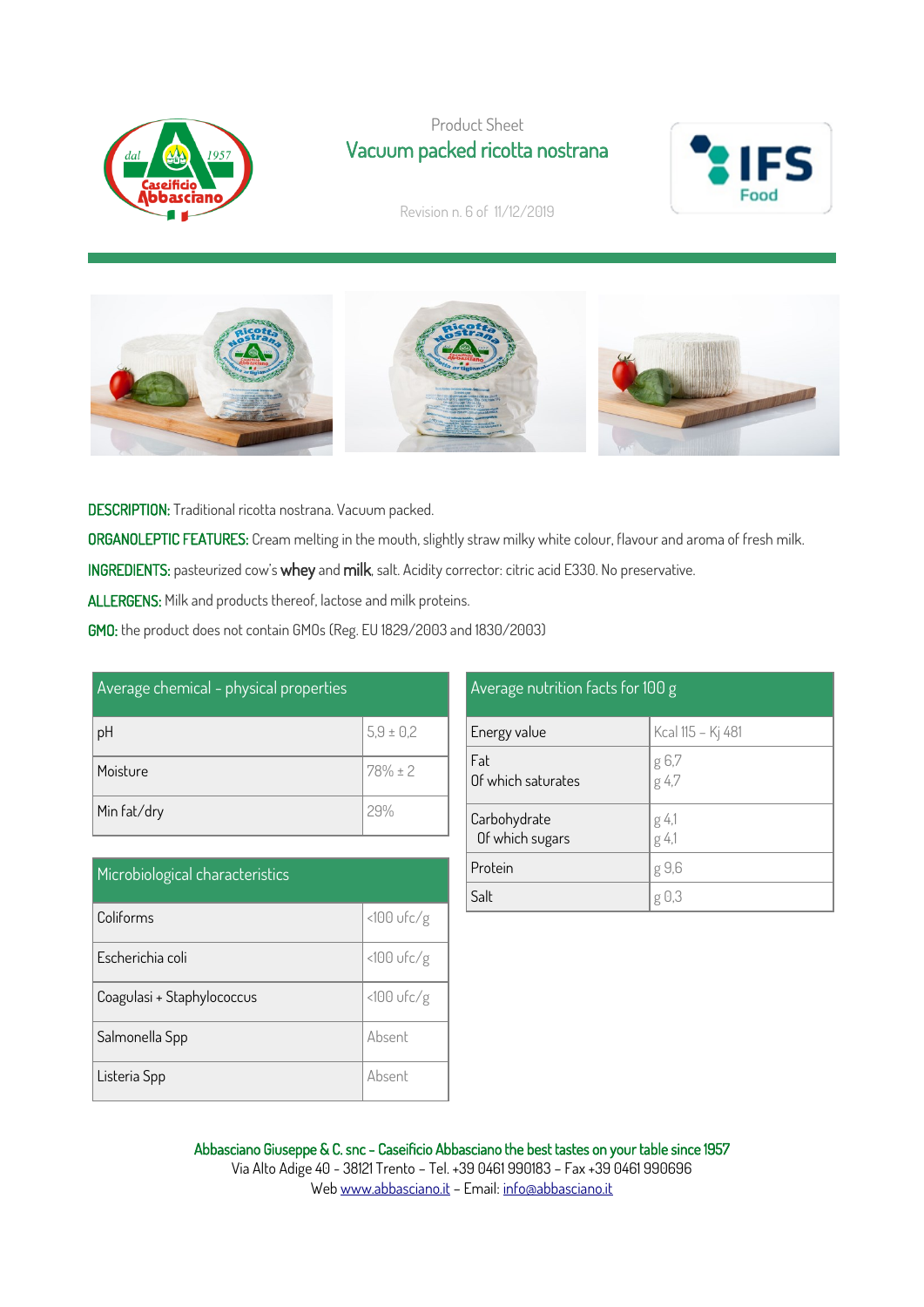Product Sheet

# Vacuum packed ricotta nostrana

Revision n. 6 of 11/12/2019

**DESCRIPTION:** Traditional ricotta nostrana. Vacuum packed.

**ORGANOLEPTIC FEATURES:** Cream melting in the mouth, slightly straw milky white colour, flavour and aroma of fresh milk.

**INGREDIENTS:** pasteurized cow's **whey** and **milk**, salt. Acidity corrector: citric acid E330. No preservative.

**ALLERGENS:** Milk and products thereof, lactose and milk proteins.

**GMO:** the product does not contain GMOs (Reg. EU 1829/2003 and 1830/2003)

| Average chemical – physical properties | |
|---|---|
| pH | 5,9 ± 0,2 |
| Moisture | 78% ± 2 |
| Min fat/dry | 29% |

| Microbiological characteristics | |
|---|---|
| Coliforms | <100 ufc/g |
| Escherichia coli | <100 ufc/g |
| Coagulasi + Staphylococcus | <100 ufc/g |
| Salmonella Spp | Absent |
| Listeria Spp | Absent |

| Average nutrition facts for 100 g | |
|---|---|
| Energy value | Kcal 115 – Kj 481 |
| Fat<br>Of which saturates | g 6,7<br>g 4,7 |
| Carbohydrate<br>Of which sugars | g 4,1<br>g 4,1 |
| Protein | g 9,6 |
| Salt | g 0,3 |

**Abbasciano Giuseppe & C. snc – Caseificio Abbasciano the best tastes on your table since 1957**
Via Alto Adige 40 - 38121 Trento – Tel. +39 0461 990183 – Fax +39 0461 990696
Web www.abbasciano.it – Email: info@abbasciano.it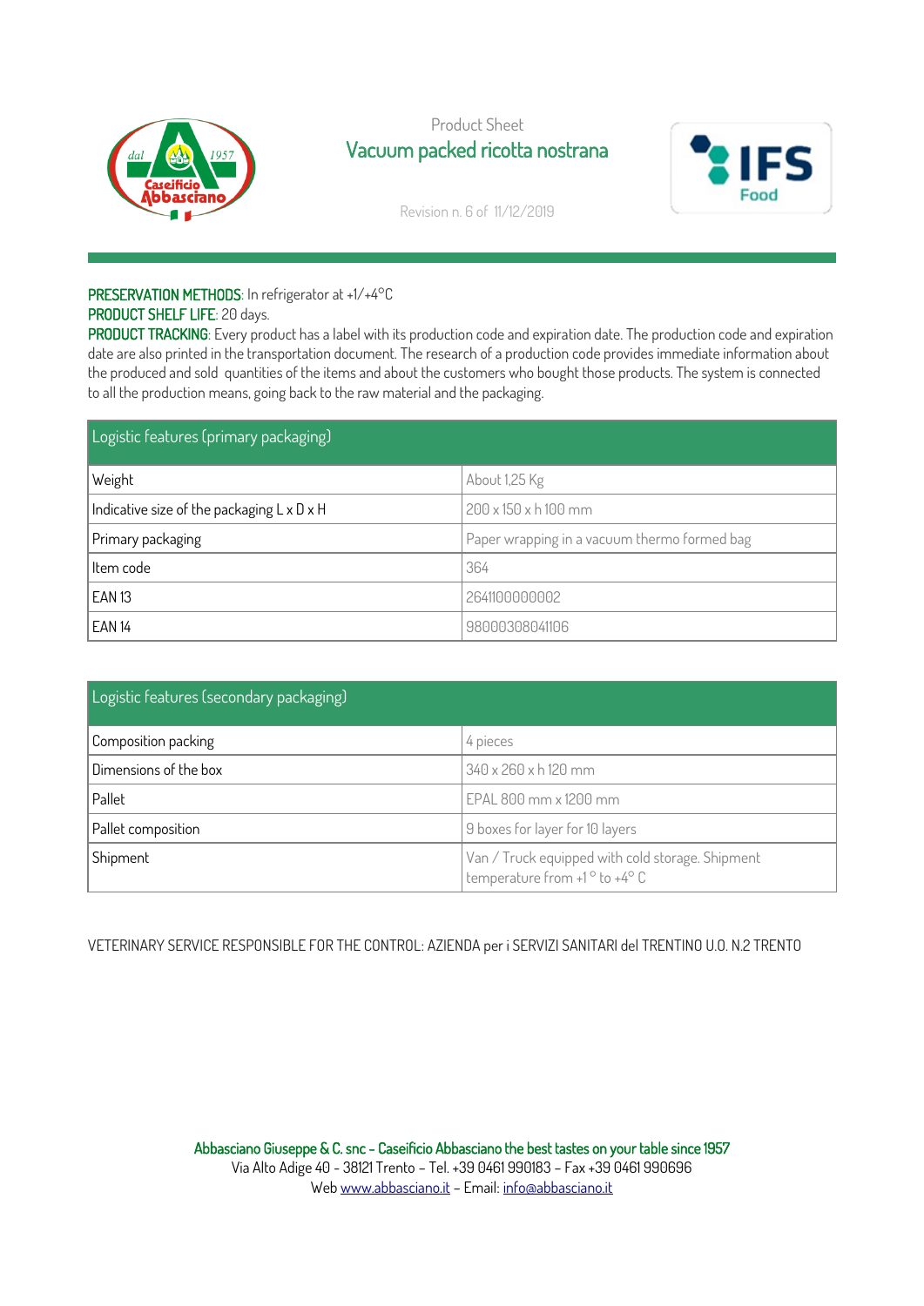Product Sheet

# Vacuum packed ricotta nostrana

Revision n. 6 of 11/12/2019

**PRESERVATION METHODS**: In refrigerator at +1/+4°C
**PRODUCT SHELF LIFE**: 20 days.
**PRODUCT TRACKING**: Every product has a label with its production code and expiration date. The production code and expiration date are also printed in the transportation document. The research of a production code provides immediate information about the produced and sold quantities of the items and about the customers who bought those products. The system is connected to all the production means, going back to the raw material and the packaging.

| Logistic features (primary packaging) | |
|---|---|
| Weight | About 1,25 Kg |
| Indicative size of the packaging L x D x H | 200 x 150 x h 100 mm |
| Primary packaging | Paper wrapping in a vacuum thermo formed bag |
| Item code | 364 |
| EAN 13 | 2641100000002 |
| EAN 14 | 98000308041106 |

| Logistic features (secondary packaging) | |
|---|---|
| Composition packing | 4 pieces |
| Dimensions of the box | 340 x 260 x h 120 mm |
| Pallet | EPAL 800 mm x 1200 mm |
| Pallet composition | 9 boxes for layer for 10 layers |
| Shipment | Van / Truck equipped with cold storage. Shipment temperature from +1 ° to +4° C |

VETERINARY SERVICE RESPONSIBLE FOR THE CONTROL: AZIENDA per i SERVIZI SANITARI del TRENTINO U.O. N.2 TRENTO

**Abbasciano Giuseppe & C. snc – Caseificio Abbasciano the best tastes on your table since 1957**
Via Alto Adige 40 - 38121 Trento – Tel. +39 0461 990183 – Fax +39 0461 990696
Web www.abbasciano.it – Email: info@abbasciano.it